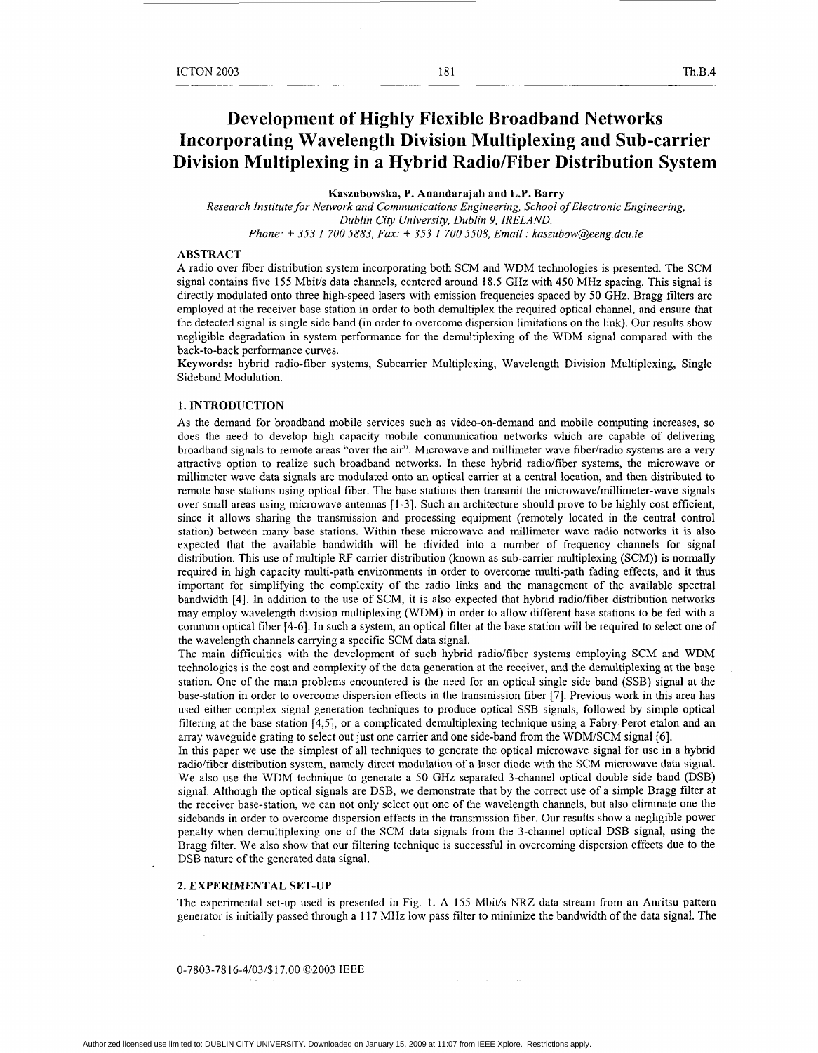# Development of Highly Flexible Broadband Networks Incorporating Wavelength Division Multiplexing and Sub-carrier Division Multiplexing in a Hybrid Radio/Fiber Distribution System

**Kaszubowska, P. Anandarajah and L.P. Barry**

*Research Institute for Network and Communications Engineering, School of Electronic Engineering, Dublin City University, Dublin 9, IRELAND.*
*Phone: + 353 1 700 5883, Fax: + 353 1 700 5508, Email : kaszubow@eeng.dcu.ie*

## ABSTRACT

A radio over fiber distribution system incorporating both SCM and WDM technologies is presented. The SCM signal contains five 155 Mbit/s data channels, centered around 18.5 GHz with 450 MHz spacing. This signal is directly modulated onto three high-speed lasers with emission frequencies spaced by 50 GHz. Bragg filters are employed at the receiver base station in order to both demultiplex the required optical channel, and ensure that the detected signal is single side band (in order to overcome dispersion limitations on the link). Our results show negligible degradation in system performance for the demultiplexing of the WDM signal compared with the back-to-back performance curves.

**Keywords:** hybrid radio-fiber systems, Subcarrier Multiplexing, Wavelength Division Multiplexing, Single Sideband Modulation.

## 1. INTRODUCTION

As the demand for broadband mobile services such as video-on-demand and mobile computing increases, so does the need to develop high capacity mobile communication networks which are capable of delivering broadband signals to remote areas "over the air". Microwave and millimeter wave fiber/radio systems are a very attractive option to realize such broadband networks. In these hybrid radio/fiber systems, the microwave or millimeter wave data signals are modulated onto an optical carrier at a central location, and then distributed to remote base stations using optical fiber. The base stations then transmit the microwave/millimeter-wave signals over small areas using microwave antennas [1-3]. Such an architecture should prove to be highly cost efficient, since it allows sharing the transmission and processing equipment (remotely located in the central control station) between many base stations. Within these microwave and millimeter wave radio networks it is also expected that the available bandwidth will be divided into a number of frequency channels for signal distribution. This use of multiple RF carrier distribution (known as sub-carrier multiplexing (SCM)) is normally required in high capacity multi-path environments in order to overcome multi-path fading effects, and it thus important for simplifying the complexity of the radio links and the management of the available spectral bandwidth [4]. In addition to the use of SCM, it is also expected that hybrid radio/fiber distribution networks may employ wavelength division multiplexing (WDM) in order to allow different base stations to be fed with a common optical fiber [4-6]. In such a system, an optical filter at the base station will be required to select one of the wavelength channels carrying a specific SCM data signal.

The main difficulties with the development of such hybrid radio/fiber systems employing SCM and WDM technologies is the cost and complexity of the data generation at the receiver, and the demultiplexing at the base station. One of the main problems encountered is the need for an optical single side band (SSB) signal at the base-station in order to overcome dispersion effects in the transmission fiber [7]. Previous work in this area has used either complex signal generation techniques to produce optical SSB signals, followed by simple optical filtering at the base station [4,5], or a complicated demultiplexing technique using a Fabry-Perot etalon and an array waveguide grating to select out just one carrier and one side-band from the WDM/SCM signal [6].

In this paper we use the simplest of all techniques to generate the optical microwave signal for use in a hybrid radio/fiber distribution system, namely direct modulation of a laser diode with the SCM microwave data signal. We also use the WDM technique to generate a 50 GHz separated 3-channel optical double side band (DSB) signal. Although the optical signals are DSB, we demonstrate that by the correct use of a simple Bragg filter at the receiver base-station, we can not only select out one of the wavelength channels, but also eliminate one the sidebands in order to overcome dispersion effects in the transmission fiber. Our results show a negligible power penalty when demultiplexing one of the SCM data signals from the 3-channel optical DSB signal, using the Bragg filter. We also show that our filtering technique is successful in overcoming dispersion effects due to the DSB nature of the generated data signal.

## 2. EXPERIMENTAL SET-UP

The experimental set-up used is presented in Fig. 1. A 155 Mbit/s NRZ data stream from an Anritsu pattern generator is initially passed through a 117 MHz low pass filter to minimize the bandwidth of the data signal. The

0-7803-7816-4/03/$17.00 ©2003 IEEE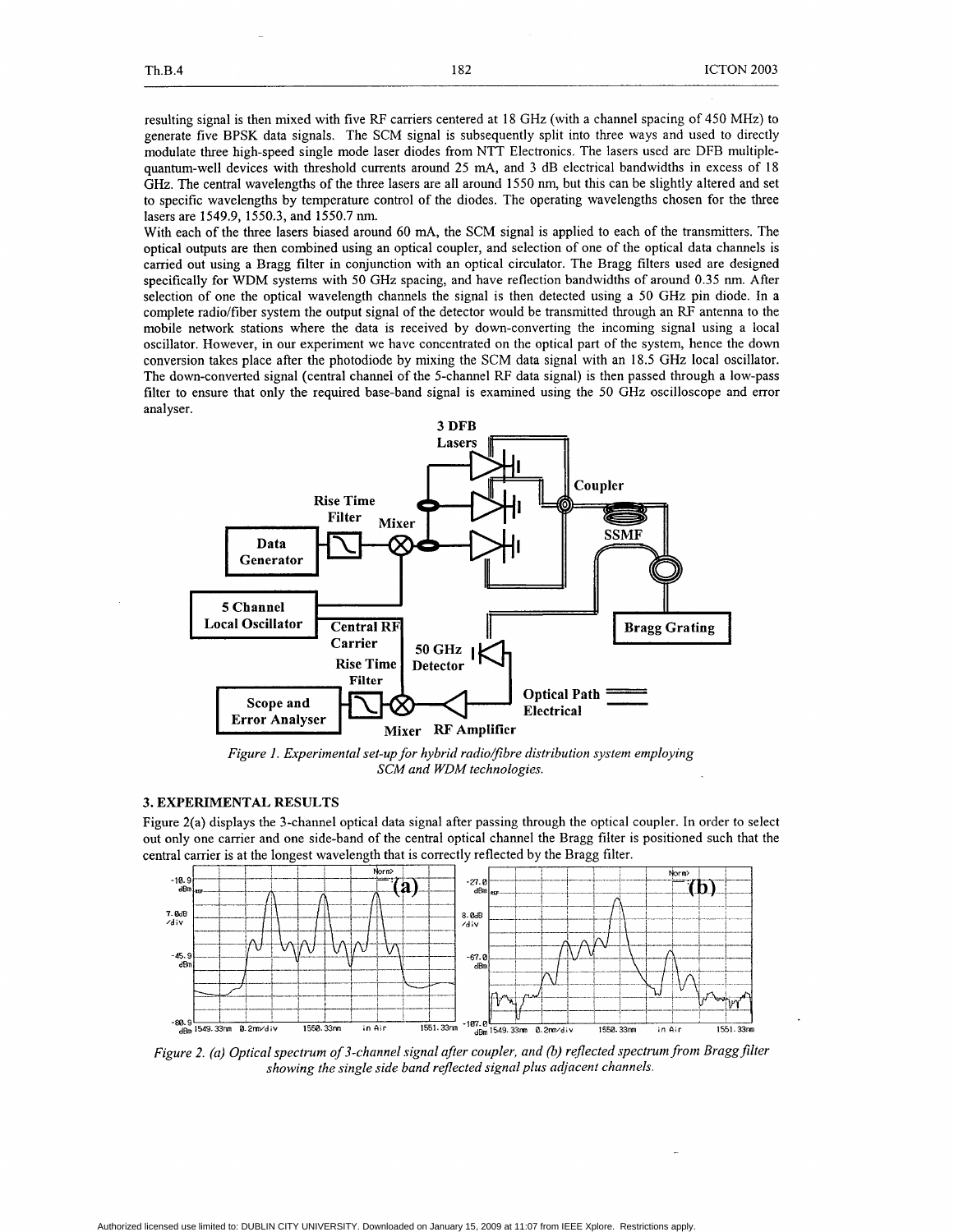resulting signal is then mixed with five RF carriers centered at 18 GHz (with a channel spacing of 450 MHz) to generate five BPSK data signals. The SCM signal is subsequently split into three ways and used to directly modulate three high-speed single mode laser diodes from NTT Electronics. The lasers used are DFB multiple-quantum-well devices with threshold currents around 25 mA, and 3 dB electrical bandwidths in excess of 18 GHz. The central wavelengths of the three lasers are all around 1550 nm, but this can be slightly altered and set to specific wavelengths by temperature control of the diodes. The operating wavelengths chosen for the three lasers are 1549.9, 1550.3, and 1550.7 nm.

With each of the three lasers biased around 60 mA, the SCM signal is applied to each of the transmitters. The optical outputs are then combined using an optical coupler, and selection of one of the optical data channels is carried out using a Bragg filter in conjunction with an optical circulator. The Bragg filters used are designed specifically for WDM systems with 50 GHz spacing, and have reflection bandwidths of around 0.35 nm. After selection of one the optical wavelength channels the signal is then detected using a 50 GHz pin diode. In a complete radio/fiber system the output signal of the detector would be transmitted through an RF antenna to the mobile network stations where the data is received by down-converting the incoming signal using a local oscillator. However, in our experiment we have concentrated on the optical part of the system, hence the down conversion takes place after the photodiode by mixing the SCM data signal with an 18.5 GHz local oscillator. The down-converted signal (central channel of the 5-channel RF data signal) is then passed through a low-pass filter to ensure that only the required base-band signal is examined using the 50 GHz oscilloscope and error analyser.

*Figure 1. Experimental set-up for hybrid radio/fibre distribution system employing SCM and WDM technologies.*

## 3. EXPERIMENTAL RESULTS

Figure 2(a) displays the 3-channel optical data signal after passing through the optical coupler. In order to select out only one carrier and one side-band of the central optical channel the Bragg filter is positioned such that the central carrier is at the longest wavelength that is correctly reflected by the Bragg filter.

*Figure 2. (a) Optical spectrum of 3-channel signal after coupler, and (b) reflected spectrum from Bragg filter showing the single side band reflected signal plus adjacent channels.*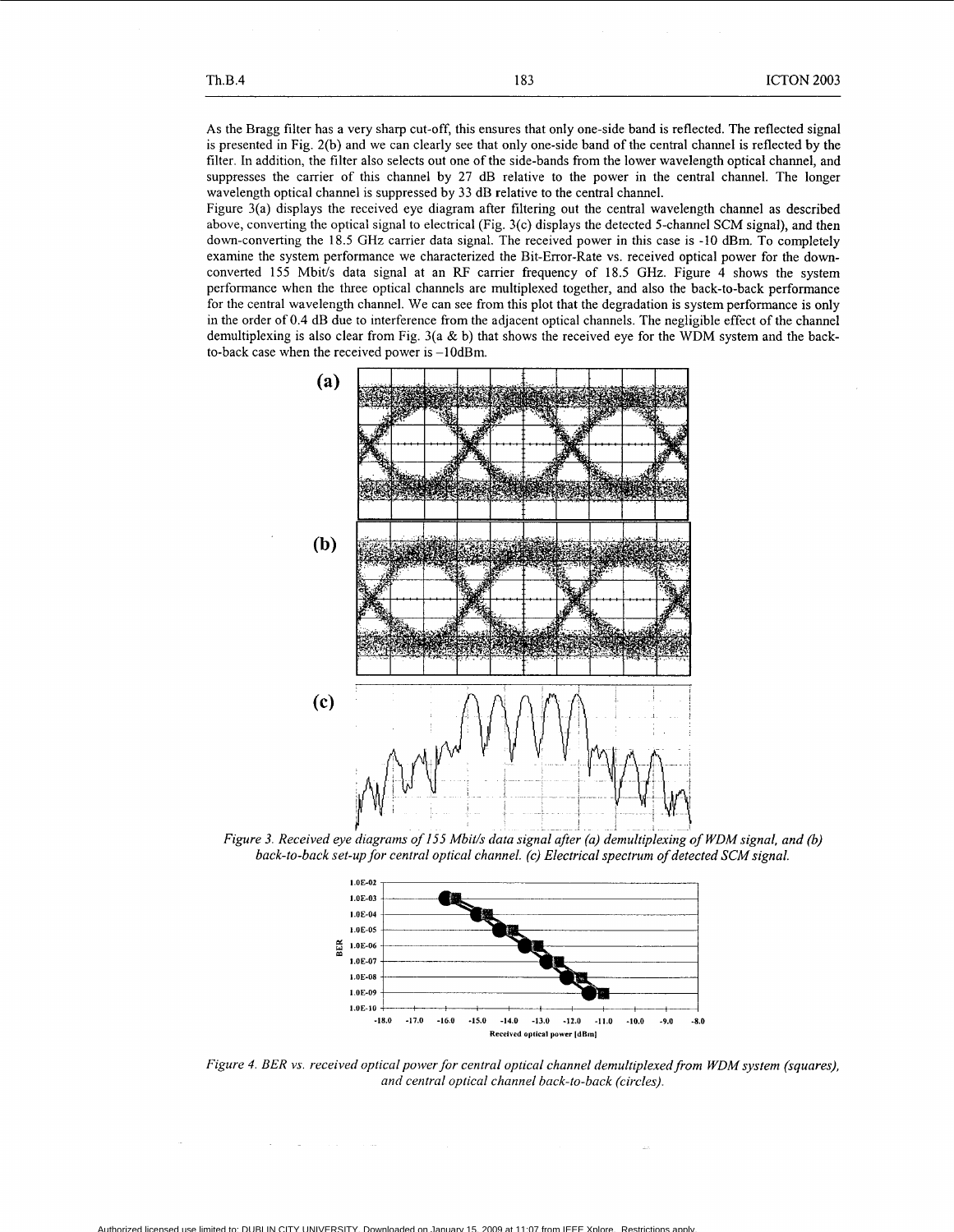As the Bragg filter has a very sharp cut-off, this ensures that only one-side band is reflected. The reflected signal is presented in Fig. 2(b) and we can clearly see that only one-side band of the central channel is reflected by the filter. In addition, the filter also selects out one of the side-bands from the lower wavelength optical channel, and suppresses the carrier of this channel by 27 dB relative to the power in the central channel. The longer wavelength optical channel is suppressed by 33 dB relative to the central channel.

Figure 3(a) displays the received eye diagram after filtering out the central wavelength channel as described above, converting the optical signal to electrical (Fig. 3(c) displays the detected 5-channel SCM signal), and then down-converting the 18.5 GHz carrier data signal. The received power in this case is -10 dBm. To completely examine the system performance we characterized the Bit-Error-Rate vs. received optical power for the down-converted 155 Mbit/s data signal at an RF carrier frequency of 18.5 GHz. Figure 4 shows the system performance when the three optical channels are multiplexed together, and also the back-to-back performance for the central wavelength channel. We can see from this plot that the degradation is system performance is only in the order of 0.4 dB due to interference from the adjacent optical channels. The negligible effect of the channel demultiplexing is also clear from Fig. 3(a & b) that shows the received eye for the WDM system and the back-to-back case when the received power is –10dBm.

*Figure 3. Received eye diagrams of 155 Mbit/s data signal after (a) demultiplexing of WDM signal, and (b) back-to-back set-up for central optical channel. (c) Electrical spectrum of detected SCM signal.*

*Figure 4. BER vs. received optical power for central optical channel demultiplexed from WDM system (squares), and central optical channel back-to-back (circles).*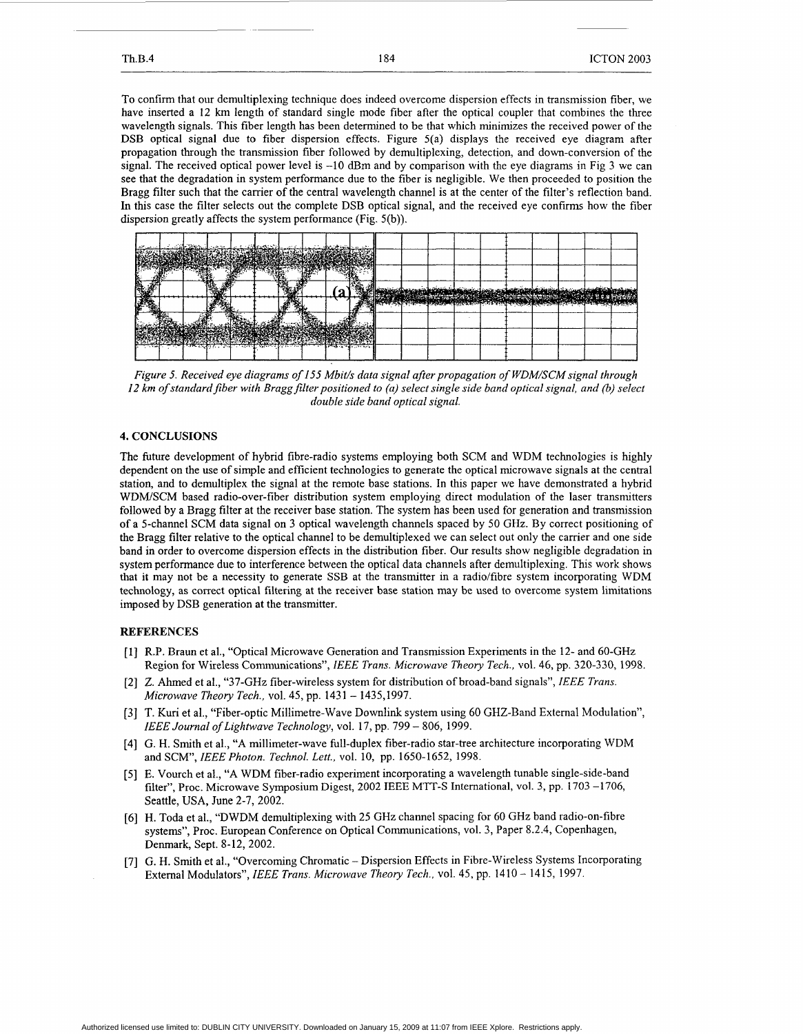To confirm that our demultiplexing technique does indeed overcome dispersion effects in transmission fiber, we have inserted a 12 km length of standard single mode fiber after the optical coupler that combines the three wavelength signals. This fiber length has been determined to be that which minimizes the received power of the DSB optical signal due to fiber dispersion effects. Figure 5(a) displays the received eye diagram after propagation through the transmission fiber followed by demultiplexing, detection, and down-conversion of the signal. The received optical power level is –10 dBm and by comparison with the eye diagrams in Fig 3 we can see that the degradation in system performance due to the fiber is negligible. We then proceeded to position the Bragg filter such that the carrier of the central wavelength channel is at the center of the filter's reflection band. In this case the filter selects out the complete DSB optical signal, and the received eye confirms how the fiber dispersion greatly affects the system performance (Fig. 5(b)).

(a)

(b)

*Figure 5. Received eye diagrams of 155 Mbit/s data signal after propagation of WDM/SCM signal through 12 km of standard fiber with Bragg filter positioned to (a) select single side band optical signal, and (b) select double side band optical signal.*

## 4. CONCLUSIONS

The future development of hybrid fibre-radio systems employing both SCM and WDM technologies is highly dependent on the use of simple and efficient technologies to generate the optical microwave signals at the central station, and to demultiplex the signal at the remote base stations. In this paper we have demonstrated a hybrid WDM/SCM based radio-over-fiber distribution system employing direct modulation of the laser transmitters followed by a Bragg filter at the receiver base station. The system has been used for generation and transmission of a 5-channel SCM data signal on 3 optical wavelength channels spaced by 50 GHz. By correct positioning of the Bragg filter relative to the optical channel to be demultiplexed we can select out only the carrier and one side band in order to overcome dispersion effects in the distribution fiber. Our results show negligible degradation in system performance due to interference between the optical data channels after demultiplexing. This work shows that it may not be a necessity to generate SSB at the transmitter in a radio/fibre system incorporating WDM technology, as correct optical filtering at the receiver base station may be used to overcome system limitations imposed by DSB generation at the transmitter.

## REFERENCES

[1] R.P. Braun et al., "Optical Microwave Generation and Transmission Experiments in the 12- and 60-GHz Region for Wireless Communications", *IEEE Trans. Microwave Theory Tech.*, vol. 46, pp. 320-330, 1998.

[2] Z. Ahmed et al., "37-GHz fiber-wireless system for distribution of broad-band signals", *IEEE Trans. Microwave Theory Tech.*, vol. 45, pp. 1431 – 1435,1997.

[3] T. Kuri et al., "Fiber-optic Millimetre-Wave Downlink system using 60 GHZ-Band External Modulation", *IEEE Journal of Lightwave Technology*, vol. 17, pp. 799 – 806, 1999.

[4] G. H. Smith et al., "A millimeter-wave full-duplex fiber-radio star-tree architecture incorporating WDM and SCM", *IEEE Photon. Technol. Lett.*, vol. 10, pp. 1650-1652, 1998.

[5] E. Vourch et al., "A WDM fiber-radio experiment incorporating a wavelength tunable single-side-band filter", Proc. Microwave Symposium Digest, 2002 IEEE MTT-S International, vol. 3, pp. 1703 –1706, Seattle, USA, June 2-7, 2002.

[6] H. Toda et al., "DWDM demultiplexing with 25 GHz channel spacing for 60 GHz band radio-on-fibre systems", Proc. European Conference on Optical Communications, vol. 3, Paper 8.2.4, Copenhagen, Denmark, Sept. 8-12, 2002.

[7] G. H. Smith et al., "Overcoming Chromatic – Dispersion Effects in Fibre-Wireless Systems Incorporating External Modulators", *IEEE Trans. Microwave Theory Tech.*, vol. 45, pp. 1410 – 1415, 1997.